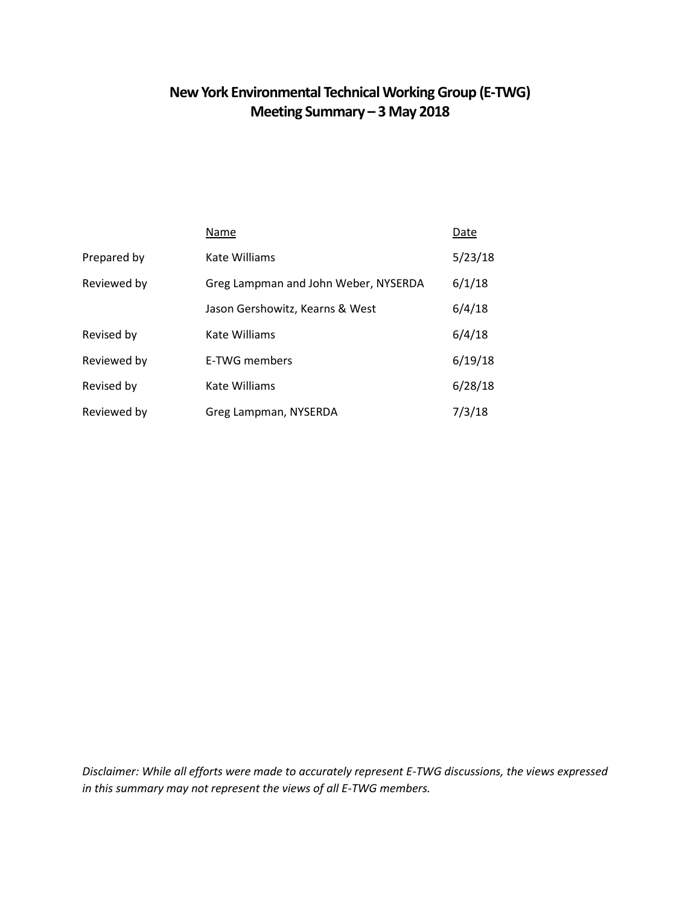# New York Environmental Technical Working Group (E-TWG)
# Meeting Summary – 3 May 2018

| | Name | Date |
|---|---|---|
| Prepared by | Kate Williams | 5/23/18 |
| Reviewed by | Greg Lampman and John Weber, NYSERDA | 6/1/18 |
| | Jason Gershowitz, Kearns & West | 6/4/18 |
| Revised by | Kate Williams | 6/4/18 |
| Reviewed by | E-TWG members | 6/19/18 |
| Revised by | Kate Williams | 6/28/18 |
| Reviewed by | Greg Lampman, NYSERDA | 7/3/18 |

*Disclaimer: While all efforts were made to accurately represent E-TWG discussions, the views expressed in this summary may not represent the views of all E-TWG members.*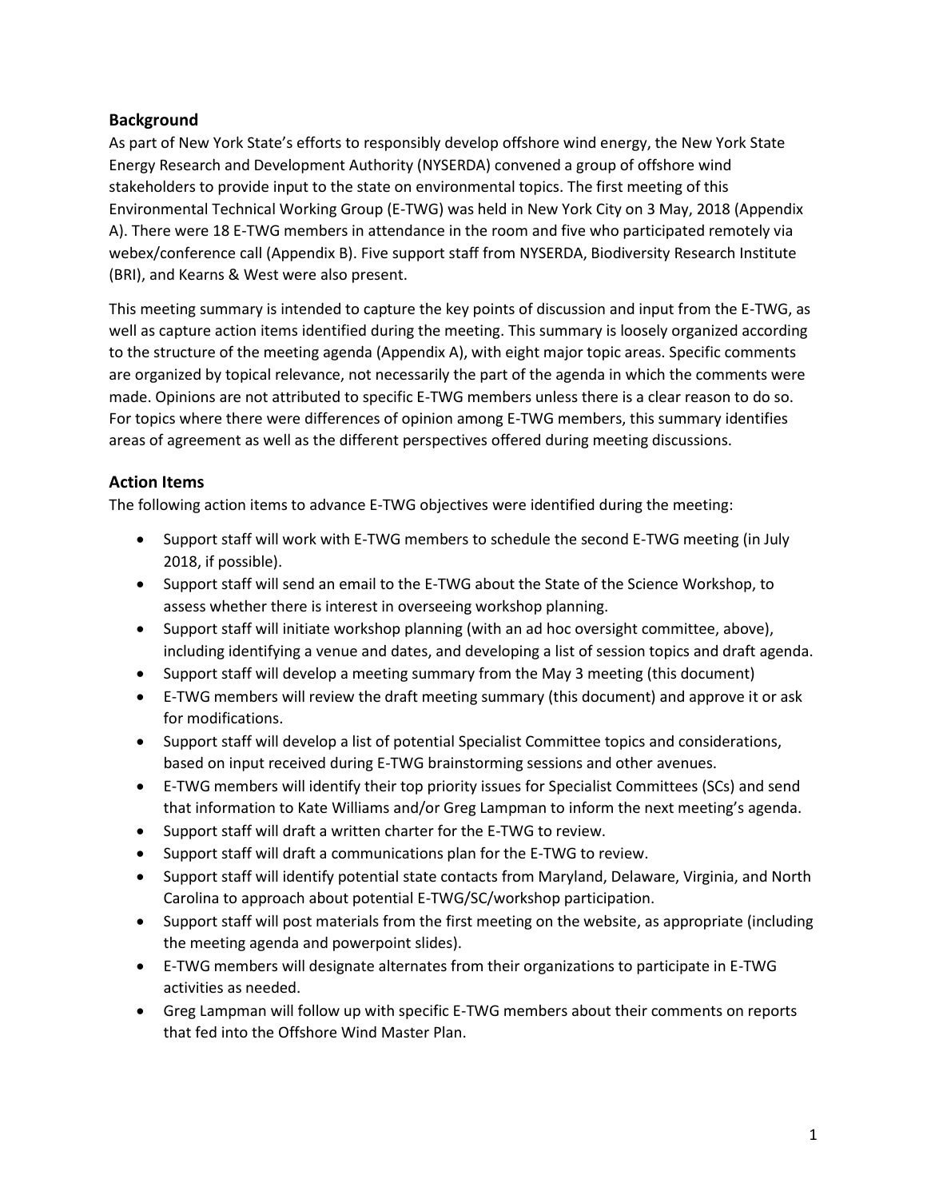## Background

As part of New York State's efforts to responsibly develop offshore wind energy, the New York State Energy Research and Development Authority (NYSERDA) convened a group of offshore wind stakeholders to provide input to the state on environmental topics. The first meeting of this Environmental Technical Working Group (E-TWG) was held in New York City on 3 May, 2018 (Appendix A). There were 18 E-TWG members in attendance in the room and five who participated remotely via webex/conference call (Appendix B). Five support staff from NYSERDA, Biodiversity Research Institute (BRI), and Kearns & West were also present.

This meeting summary is intended to capture the key points of discussion and input from the E-TWG, as well as capture action items identified during the meeting. This summary is loosely organized according to the structure of the meeting agenda (Appendix A), with eight major topic areas. Specific comments are organized by topical relevance, not necessarily the part of the agenda in which the comments were made. Opinions are not attributed to specific E-TWG members unless there is a clear reason to do so. For topics where there were differences of opinion among E-TWG members, this summary identifies areas of agreement as well as the different perspectives offered during meeting discussions.

## Action Items

The following action items to advance E-TWG objectives were identified during the meeting:

- Support staff will work with E-TWG members to schedule the second E-TWG meeting (in July 2018, if possible).
- Support staff will send an email to the E-TWG about the State of the Science Workshop, to assess whether there is interest in overseeing workshop planning.
- Support staff will initiate workshop planning (with an ad hoc oversight committee, above), including identifying a venue and dates, and developing a list of session topics and draft agenda.
- Support staff will develop a meeting summary from the May 3 meeting (this document)
- E-TWG members will review the draft meeting summary (this document) and approve it or ask for modifications.
- Support staff will develop a list of potential Specialist Committee topics and considerations, based on input received during E-TWG brainstorming sessions and other avenues.
- E-TWG members will identify their top priority issues for Specialist Committees (SCs) and send that information to Kate Williams and/or Greg Lampman to inform the next meeting's agenda.
- Support staff will draft a written charter for the E-TWG to review.
- Support staff will draft a communications plan for the E-TWG to review.
- Support staff will identify potential state contacts from Maryland, Delaware, Virginia, and North Carolina to approach about potential E-TWG/SC/workshop participation.
- Support staff will post materials from the first meeting on the website, as appropriate (including the meeting agenda and powerpoint slides).
- E-TWG members will designate alternates from their organizations to participate in E-TWG activities as needed.
- Greg Lampman will follow up with specific E-TWG members about their comments on reports that fed into the Offshore Wind Master Plan.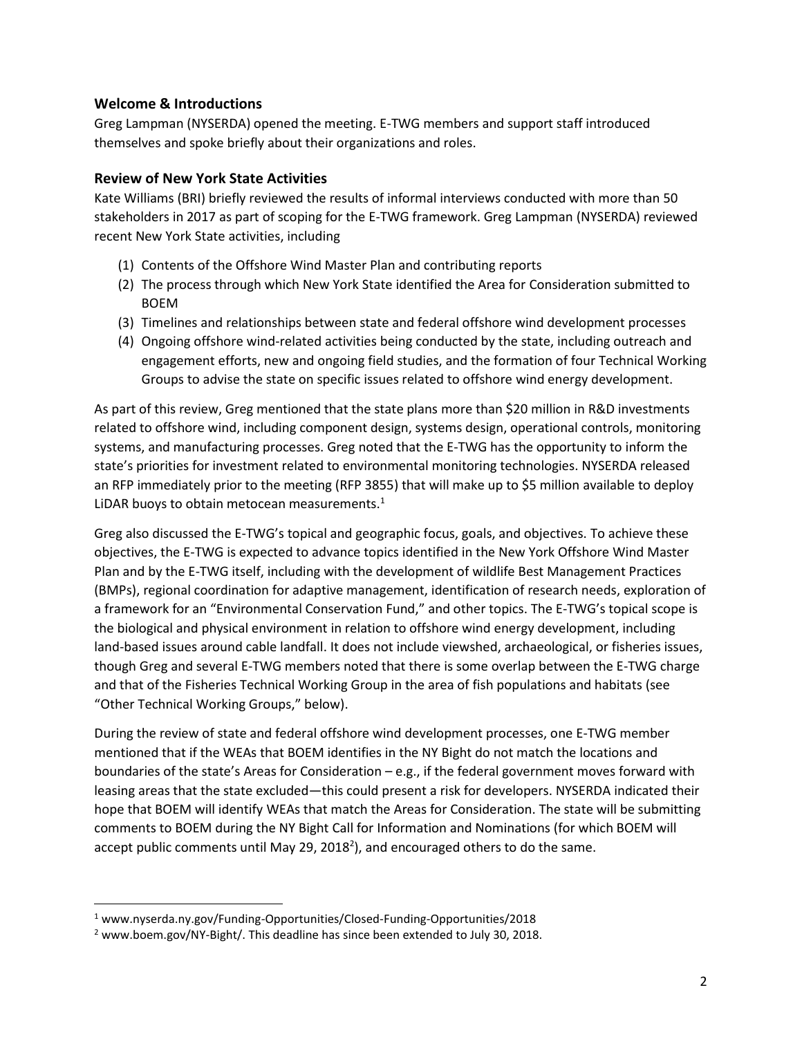## Welcome & Introductions

Greg Lampman (NYSERDA) opened the meeting. E-TWG members and support staff introduced themselves and spoke briefly about their organizations and roles.

## Review of New York State Activities

Kate Williams (BRI) briefly reviewed the results of informal interviews conducted with more than 50 stakeholders in 2017 as part of scoping for the E-TWG framework. Greg Lampman (NYSERDA) reviewed recent New York State activities, including

(1) Contents of the Offshore Wind Master Plan and contributing reports
(2) The process through which New York State identified the Area for Consideration submitted to BOEM
(3) Timelines and relationships between state and federal offshore wind development processes
(4) Ongoing offshore wind-related activities being conducted by the state, including outreach and engagement efforts, new and ongoing field studies, and the formation of four Technical Working Groups to advise the state on specific issues related to offshore wind energy development.

As part of this review, Greg mentioned that the state plans more than $20 million in R&D investments related to offshore wind, including component design, systems design, operational controls, monitoring systems, and manufacturing processes. Greg noted that the E-TWG has the opportunity to inform the state's priorities for investment related to environmental monitoring technologies. NYSERDA released an RFP immediately prior to the meeting (RFP 3855) that will make up to $5 million available to deploy LiDAR buoys to obtain metocean measurements.[1]

Greg also discussed the E-TWG's topical and geographic focus, goals, and objectives. To achieve these objectives, the E-TWG is expected to advance topics identified in the New York Offshore Wind Master Plan and by the E-TWG itself, including with the development of wildlife Best Management Practices (BMPs), regional coordination for adaptive management, identification of research needs, exploration of a framework for an "Environmental Conservation Fund," and other topics. The E-TWG's topical scope is the biological and physical environment in relation to offshore wind energy development, including land-based issues around cable landfall. It does not include viewshed, archaeological, or fisheries issues, though Greg and several E-TWG members noted that there is some overlap between the E-TWG charge and that of the Fisheries Technical Working Group in the area of fish populations and habitats (see "Other Technical Working Groups," below).

During the review of state and federal offshore wind development processes, one E-TWG member mentioned that if the WEAs that BOEM identifies in the NY Bight do not match the locations and boundaries of the state's Areas for Consideration – e.g., if the federal government moves forward with leasing areas that the state excluded—this could present a risk for developers. NYSERDA indicated their hope that BOEM will identify WEAs that match the Areas for Consideration. The state will be submitting comments to BOEM during the NY Bight Call for Information and Nominations (for which BOEM will accept public comments until May 29, 2018[2]), and encouraged others to do the same.

---

[1] www.nyserda.ny.gov/Funding-Opportunities/Closed-Funding-Opportunities/2018

[2] www.boem.gov/NY-Bight/. This deadline has since been extended to July 30, 2018.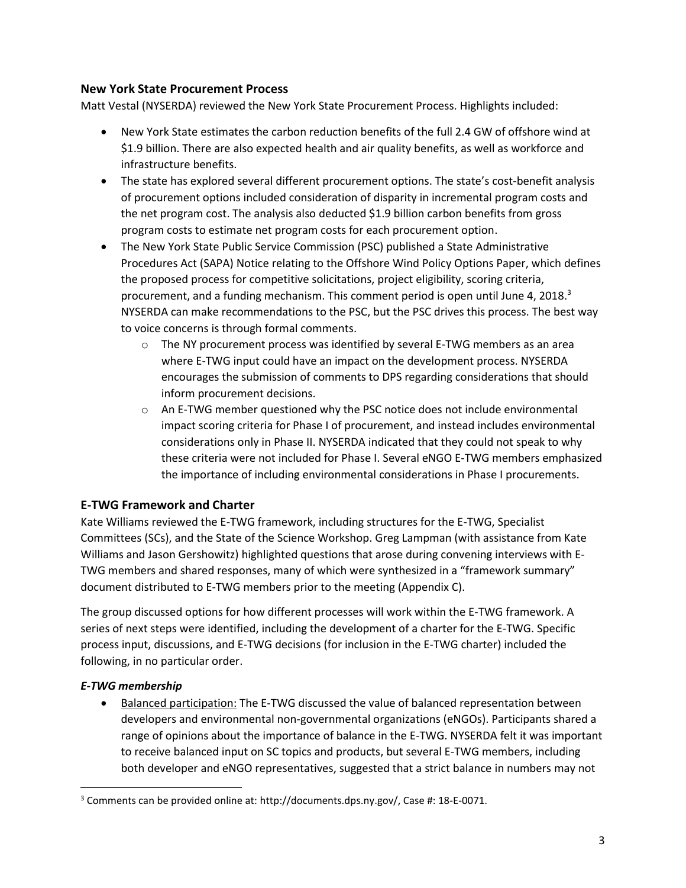## New York State Procurement Process

Matt Vestal (NYSERDA) reviewed the New York State Procurement Process. Highlights included:

- New York State estimates the carbon reduction benefits of the full 2.4 GW of offshore wind at $1.9 billion. There are also expected health and air quality benefits, as well as workforce and infrastructure benefits.
- The state has explored several different procurement options. The state's cost-benefit analysis of procurement options included consideration of disparity in incremental program costs and the net program cost. The analysis also deducted $1.9 billion carbon benefits from gross program costs to estimate net program costs for each procurement option.
- The New York State Public Service Commission (PSC) published a State Administrative Procedures Act (SAPA) Notice relating to the Offshore Wind Policy Options Paper, which defines the proposed process for competitive solicitations, project eligibility, scoring criteria, procurement, and a funding mechanism. This comment period is open until June 4, 2018.[3] NYSERDA can make recommendations to the PSC, but the PSC drives this process. The best way to voice concerns is through formal comments.
    - The NY procurement process was identified by several E-TWG members as an area where E-TWG input could have an impact on the development process. NYSERDA encourages the submission of comments to DPS regarding considerations that should inform procurement decisions.
    - An E-TWG member questioned why the PSC notice does not include environmental impact scoring criteria for Phase I of procurement, and instead includes environmental considerations only in Phase II. NYSERDA indicated that they could not speak to why these criteria were not included for Phase I. Several eNGO E-TWG members emphasized the importance of including environmental considerations in Phase I procurements.

## E-TWG Framework and Charter

Kate Williams reviewed the E-TWG framework, including structures for the E-TWG, Specialist Committees (SCs), and the State of the Science Workshop. Greg Lampman (with assistance from Kate Williams and Jason Gershowitz) highlighted questions that arose during convening interviews with E-TWG members and shared responses, many of which were synthesized in a "framework summary" document distributed to E-TWG members prior to the meeting (Appendix C).

The group discussed options for how different processes will work within the E-TWG framework. A series of next steps were identified, including the development of a charter for the E-TWG. Specific process input, discussions, and E-TWG decisions (for inclusion in the E-TWG charter) included the following, in no particular order.

### *E-TWG membership*

- Balanced participation: The E-TWG discussed the value of balanced representation between developers and environmental non-governmental organizations (eNGOs). Participants shared a range of opinions about the importance of balance in the E-TWG. NYSERDA felt it was important to receive balanced input on SC topics and products, but several E-TWG members, including both developer and eNGO representatives, suggested that a strict balance in numbers may not

[3] Comments can be provided online at: http://documents.dps.ny.gov/, Case #: 18-E-0071.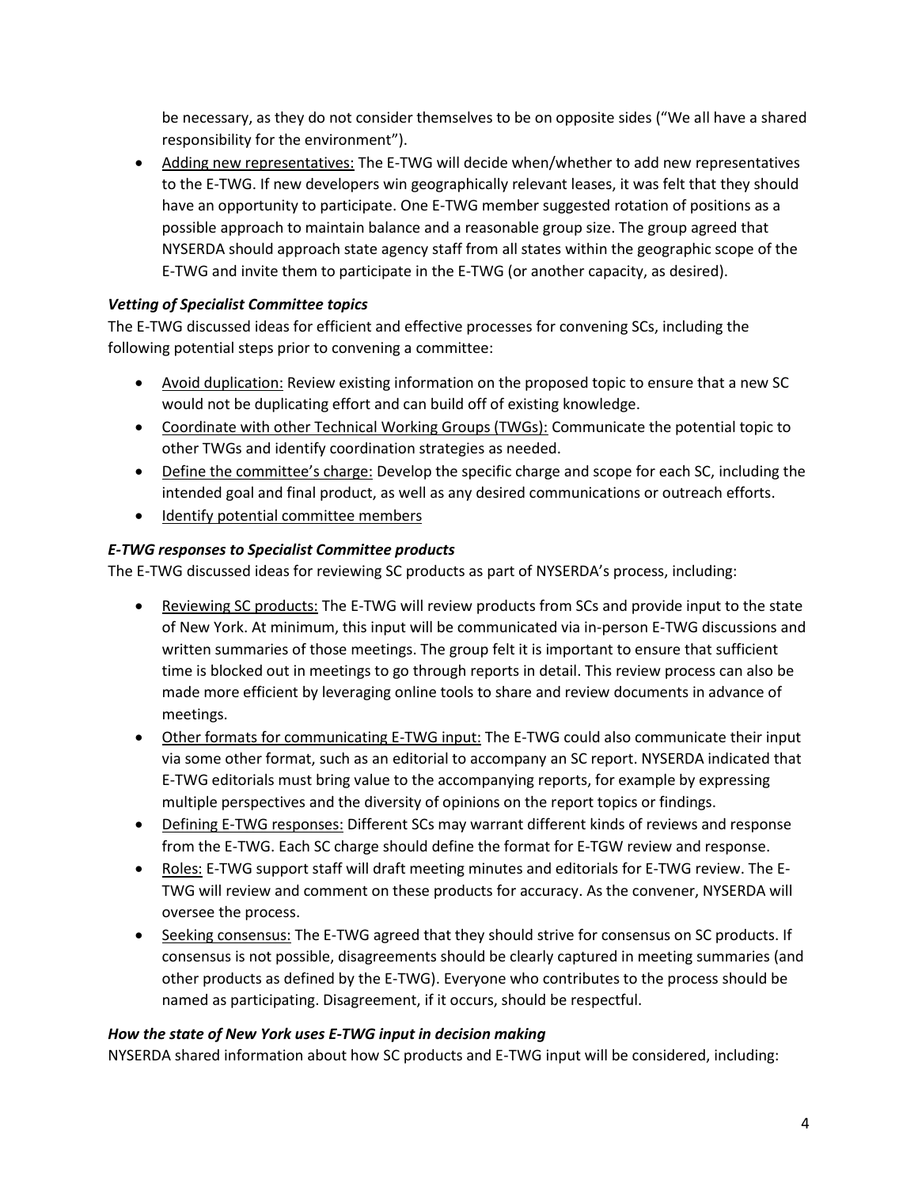be necessary, as they do not consider themselves to be on opposite sides ("We all have a shared responsibility for the environment").

- Adding new representatives: The E-TWG will decide when/whether to add new representatives to the E-TWG. If new developers win geographically relevant leases, it was felt that they should have an opportunity to participate. One E-TWG member suggested rotation of positions as a possible approach to maintain balance and a reasonable group size. The group agreed that NYSERDA should approach state agency staff from all states within the geographic scope of the E-TWG and invite them to participate in the E-TWG (or another capacity, as desired).

***Vetting of Specialist Committee topics***

The E-TWG discussed ideas for efficient and effective processes for convening SCs, including the following potential steps prior to convening a committee:

- Avoid duplication: Review existing information on the proposed topic to ensure that a new SC would not be duplicating effort and can build off of existing knowledge.
- Coordinate with other Technical Working Groups (TWGs): Communicate the potential topic to other TWGs and identify coordination strategies as needed.
- Define the committee's charge: Develop the specific charge and scope for each SC, including the intended goal and final product, as well as any desired communications or outreach efforts.
- Identify potential committee members

***E-TWG responses to Specialist Committee products***

The E-TWG discussed ideas for reviewing SC products as part of NYSERDA's process, including:

- Reviewing SC products: The E-TWG will review products from SCs and provide input to the state of New York. At minimum, this input will be communicated via in-person E-TWG discussions and written summaries of those meetings. The group felt it is important to ensure that sufficient time is blocked out in meetings to go through reports in detail. This review process can also be made more efficient by leveraging online tools to share and review documents in advance of meetings.
- Other formats for communicating E-TWG input: The E-TWG could also communicate their input via some other format, such as an editorial to accompany an SC report. NYSERDA indicated that E-TWG editorials must bring value to the accompanying reports, for example by expressing multiple perspectives and the diversity of opinions on the report topics or findings.
- Defining E-TWG responses: Different SCs may warrant different kinds of reviews and response from the E-TWG. Each SC charge should define the format for E-TGW review and response.
- Roles: E-TWG support staff will draft meeting minutes and editorials for E-TWG review. The E-TWG will review and comment on these products for accuracy. As the convener, NYSERDA will oversee the process.
- Seeking consensus: The E-TWG agreed that they should strive for consensus on SC products. If consensus is not possible, disagreements should be clearly captured in meeting summaries (and other products as defined by the E-TWG). Everyone who contributes to the process should be named as participating. Disagreement, if it occurs, should be respectful.

***How the state of New York uses E-TWG input in decision making***

NYSERDA shared information about how SC products and E-TWG input will be considered, including: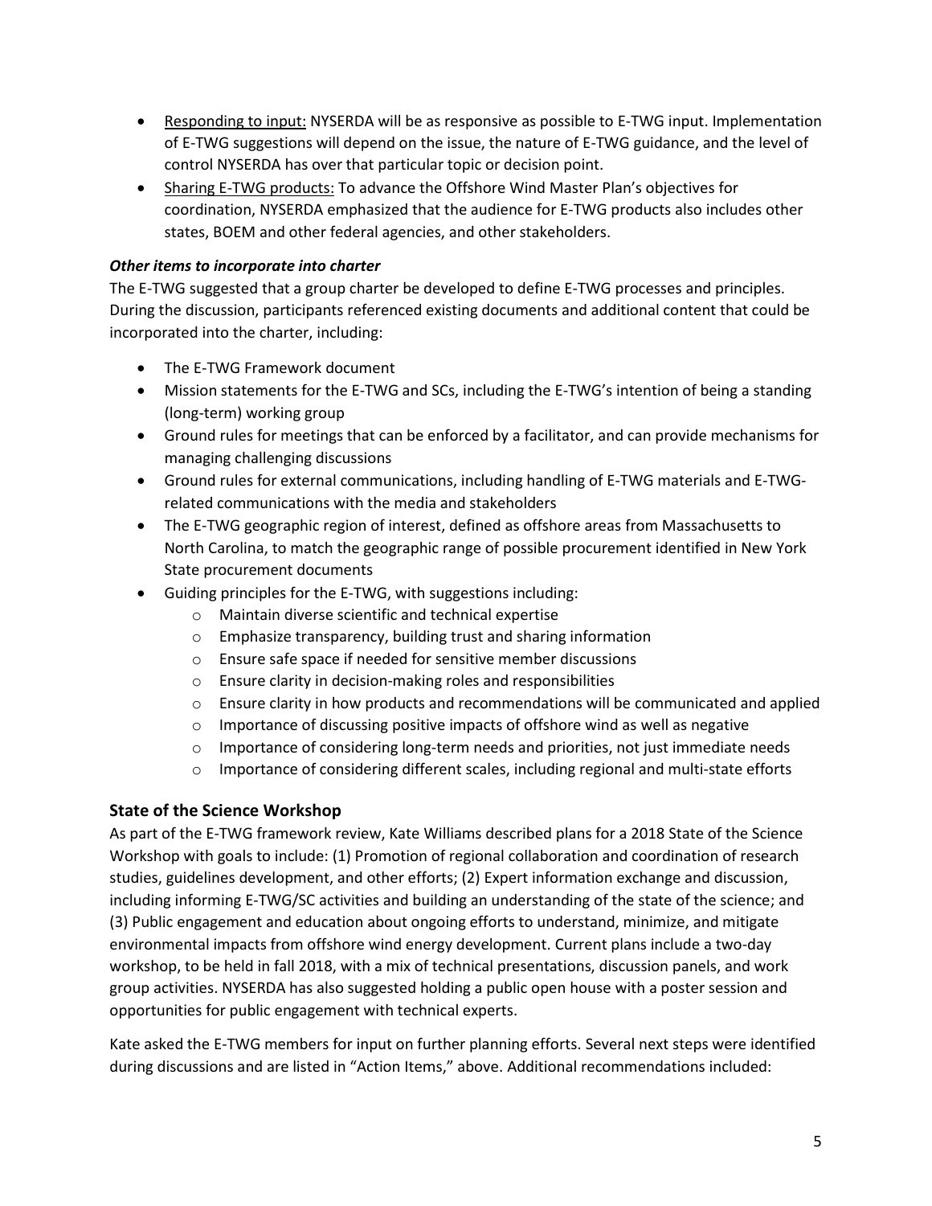- Responding to input: NYSERDA will be as responsive as possible to E-TWG input. Implementation of E-TWG suggestions will depend on the issue, the nature of E-TWG guidance, and the level of control NYSERDA has over that particular topic or decision point.
- Sharing E-TWG products: To advance the Offshore Wind Master Plan's objectives for coordination, NYSERDA emphasized that the audience for E-TWG products also includes other states, BOEM and other federal agencies, and other stakeholders.

### *Other items to incorporate into charter*

The E-TWG suggested that a group charter be developed to define E-TWG processes and principles. During the discussion, participants referenced existing documents and additional content that could be incorporated into the charter, including:

- The E-TWG Framework document
- Mission statements for the E-TWG and SCs, including the E-TWG's intention of being a standing (long-term) working group
- Ground rules for meetings that can be enforced by a facilitator, and can provide mechanisms for managing challenging discussions
- Ground rules for external communications, including handling of E-TWG materials and E-TWG-related communications with the media and stakeholders
- The E-TWG geographic region of interest, defined as offshore areas from Massachusetts to North Carolina, to match the geographic range of possible procurement identified in New York State procurement documents
- Guiding principles for the E-TWG, with suggestions including:
  - Maintain diverse scientific and technical expertise
  - Emphasize transparency, building trust and sharing information
  - Ensure safe space if needed for sensitive member discussions
  - Ensure clarity in decision-making roles and responsibilities
  - Ensure clarity in how products and recommendations will be communicated and applied
  - Importance of discussing positive impacts of offshore wind as well as negative
  - Importance of considering long-term needs and priorities, not just immediate needs
  - Importance of considering different scales, including regional and multi-state efforts

## State of the Science Workshop

As part of the E-TWG framework review, Kate Williams described plans for a 2018 State of the Science Workshop with goals to include: (1) Promotion of regional collaboration and coordination of research studies, guidelines development, and other efforts; (2) Expert information exchange and discussion, including informing E-TWG/SC activities and building an understanding of the state of the science; and (3) Public engagement and education about ongoing efforts to understand, minimize, and mitigate environmental impacts from offshore wind energy development. Current plans include a two-day workshop, to be held in fall 2018, with a mix of technical presentations, discussion panels, and work group activities. NYSERDA has also suggested holding a public open house with a poster session and opportunities for public engagement with technical experts.

Kate asked the E-TWG members for input on further planning efforts. Several next steps were identified during discussions and are listed in "Action Items," above. Additional recommendations included: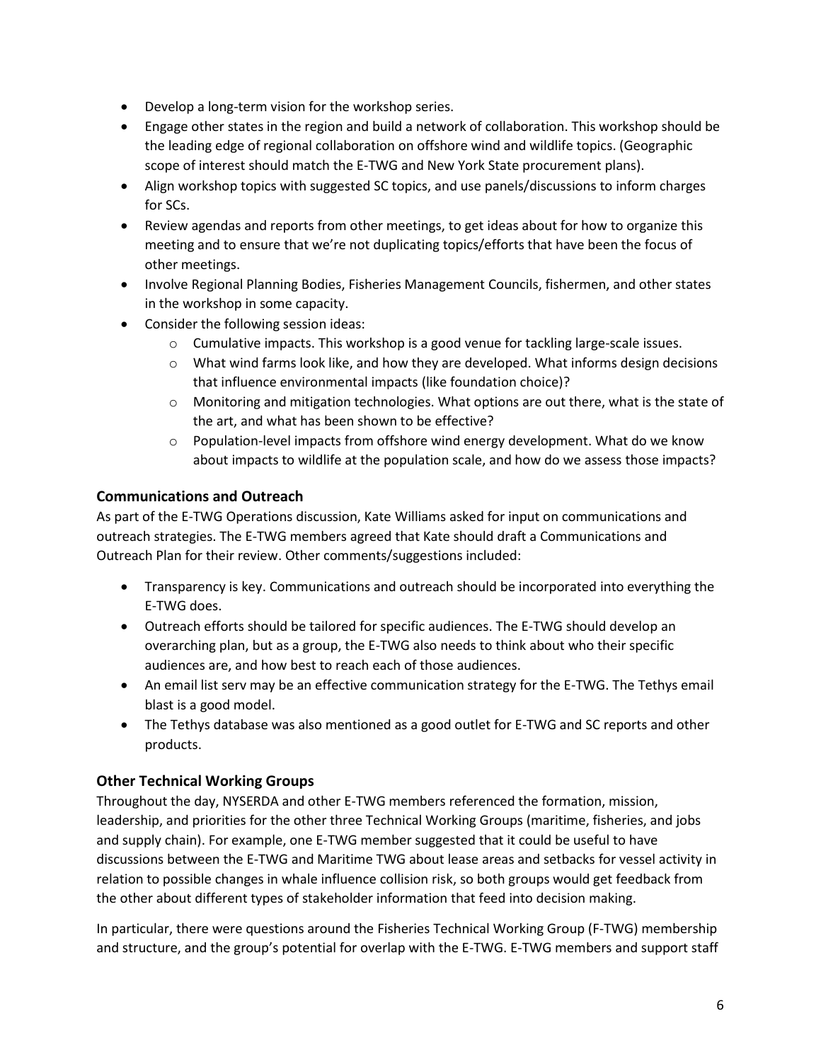- Develop a long-term vision for the workshop series.
- Engage other states in the region and build a network of collaboration. This workshop should be the leading edge of regional collaboration on offshore wind and wildlife topics. (Geographic scope of interest should match the E-TWG and New York State procurement plans).
- Align workshop topics with suggested SC topics, and use panels/discussions to inform charges for SCs.
- Review agendas and reports from other meetings, to get ideas about for how to organize this meeting and to ensure that we're not duplicating topics/efforts that have been the focus of other meetings.
- Involve Regional Planning Bodies, Fisheries Management Councils, fishermen, and other states in the workshop in some capacity.
- Consider the following session ideas:
    - Cumulative impacts. This workshop is a good venue for tackling large-scale issues.
    - What wind farms look like, and how they are developed. What informs design decisions that influence environmental impacts (like foundation choice)?
    - Monitoring and mitigation technologies. What options are out there, what is the state of the art, and what has been shown to be effective?
    - Population-level impacts from offshore wind energy development. What do we know about impacts to wildlife at the population scale, and how do we assess those impacts?

## Communications and Outreach

As part of the E-TWG Operations discussion, Kate Williams asked for input on communications and outreach strategies. The E-TWG members agreed that Kate should draft a Communications and Outreach Plan for their review. Other comments/suggestions included:

- Transparency is key. Communications and outreach should be incorporated into everything the E-TWG does.
- Outreach efforts should be tailored for specific audiences. The E-TWG should develop an overarching plan, but as a group, the E-TWG also needs to think about who their specific audiences are, and how best to reach each of those audiences.
- An email list serv may be an effective communication strategy for the E-TWG. The Tethys email blast is a good model.
- The Tethys database was also mentioned as a good outlet for E-TWG and SC reports and other products.

## Other Technical Working Groups

Throughout the day, NYSERDA and other E-TWG members referenced the formation, mission, leadership, and priorities for the other three Technical Working Groups (maritime, fisheries, and jobs and supply chain). For example, one E-TWG member suggested that it could be useful to have discussions between the E-TWG and Maritime TWG about lease areas and setbacks for vessel activity in relation to possible changes in whale influence collision risk, so both groups would get feedback from the other about different types of stakeholder information that feed into decision making.

In particular, there were questions around the Fisheries Technical Working Group (F-TWG) membership and structure, and the group's potential for overlap with the E-TWG. E-TWG members and support staff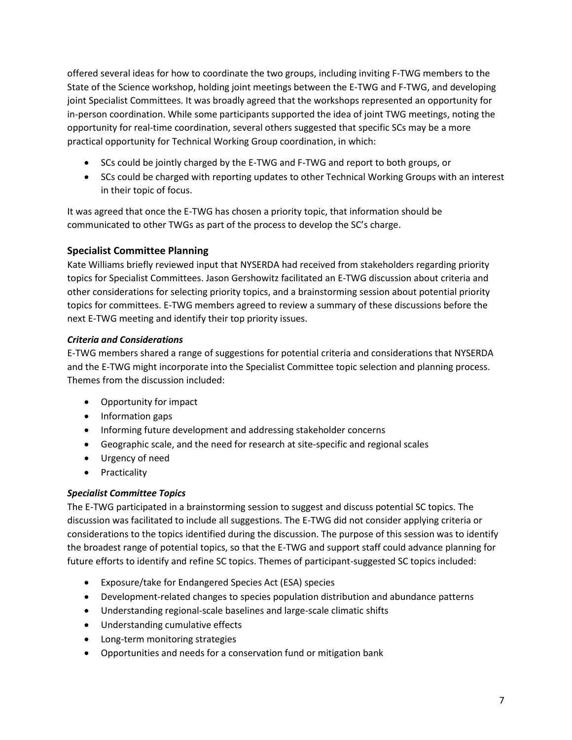offered several ideas for how to coordinate the two groups, including inviting F-TWG members to the State of the Science workshop, holding joint meetings between the E-TWG and F-TWG, and developing joint Specialist Committees. It was broadly agreed that the workshops represented an opportunity for in-person coordination. While some participants supported the idea of joint TWG meetings, noting the opportunity for real-time coordination, several others suggested that specific SCs may be a more practical opportunity for Technical Working Group coordination, in which:

- SCs could be jointly charged by the E-TWG and F-TWG and report to both groups, or
- SCs could be charged with reporting updates to other Technical Working Groups with an interest in their topic of focus.

It was agreed that once the E-TWG has chosen a priority topic, that information should be communicated to other TWGs as part of the process to develop the SC's charge.

## Specialist Committee Planning

Kate Williams briefly reviewed input that NYSERDA had received from stakeholders regarding priority topics for Specialist Committees. Jason Gershowitz facilitated an E-TWG discussion about criteria and other considerations for selecting priority topics, and a brainstorming session about potential priority topics for committees. E-TWG members agreed to review a summary of these discussions before the next E-TWG meeting and identify their top priority issues.

### *Criteria and Considerations*

E-TWG members shared a range of suggestions for potential criteria and considerations that NYSERDA and the E-TWG might incorporate into the Specialist Committee topic selection and planning process. Themes from the discussion included:

- Opportunity for impact
- Information gaps
- Informing future development and addressing stakeholder concerns
- Geographic scale, and the need for research at site-specific and regional scales
- Urgency of need
- Practicality

### *Specialist Committee Topics*

The E-TWG participated in a brainstorming session to suggest and discuss potential SC topics. The discussion was facilitated to include all suggestions. The E-TWG did not consider applying criteria or considerations to the topics identified during the discussion. The purpose of this session was to identify the broadest range of potential topics, so that the E-TWG and support staff could advance planning for future efforts to identify and refine SC topics. Themes of participant-suggested SC topics included:

- Exposure/take for Endangered Species Act (ESA) species
- Development-related changes to species population distribution and abundance patterns
- Understanding regional-scale baselines and large-scale climatic shifts
- Understanding cumulative effects
- Long-term monitoring strategies
- Opportunities and needs for a conservation fund or mitigation bank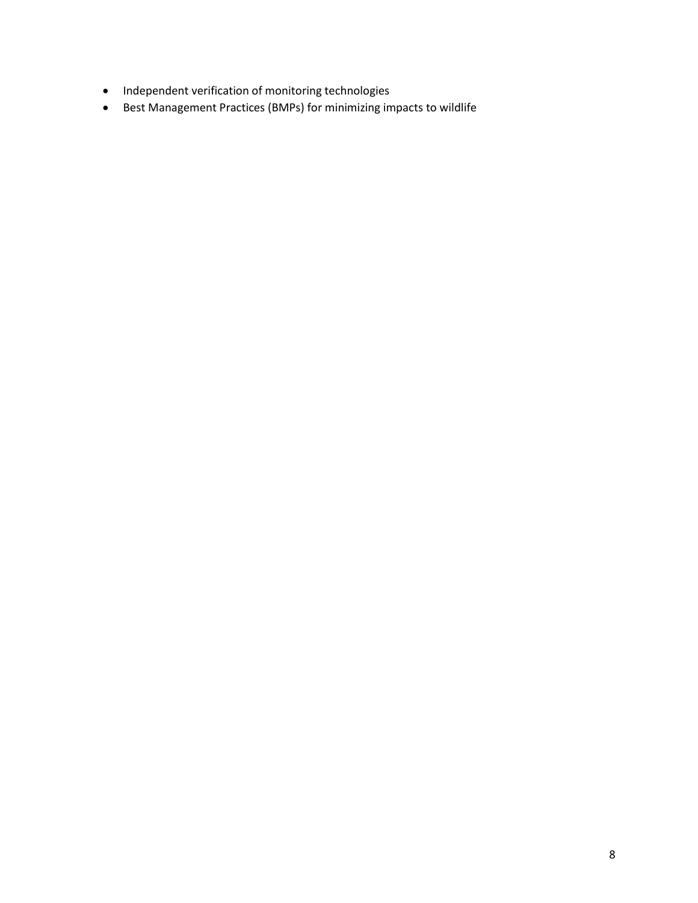- Independent verification of monitoring technologies
- Best Management Practices (BMPs) for minimizing impacts to wildlife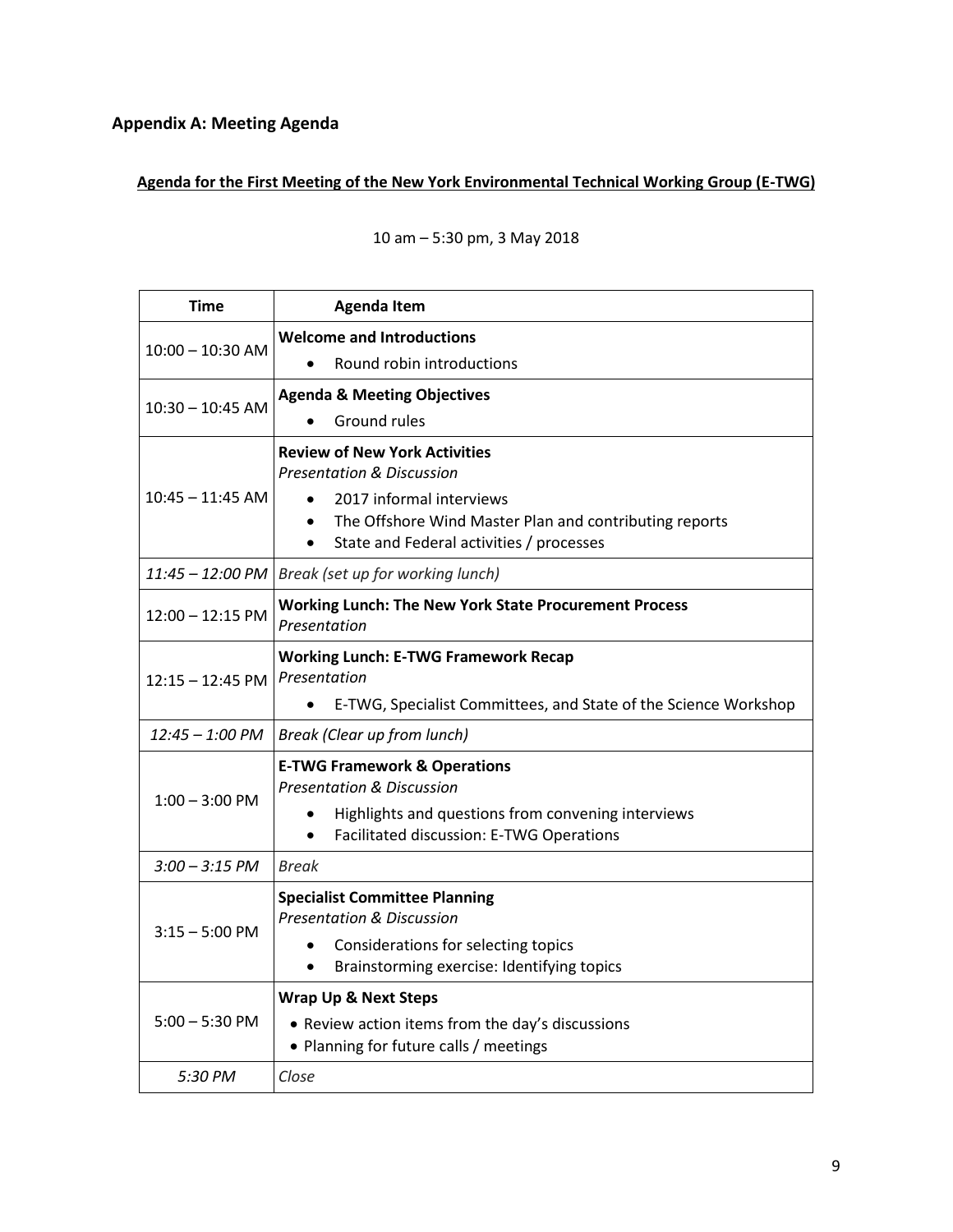## Appendix A: Meeting Agenda

**Agenda for the First Meeting of the New York Environmental Technical Working Group (E-TWG)**

10 am – 5:30 pm, 3 May 2018

| Time | Agenda Item |
|---|---|
| 10:00 – 10:30 AM | **Welcome and Introductions**<br>• Round robin introductions |
| 10:30 – 10:45 AM | **Agenda & Meeting Objectives**<br>• Ground rules |
| 10:45 – 11:45 AM | **Review of New York Activities**<br>*Presentation & Discussion*<br>• 2017 informal interviews<br>• The Offshore Wind Master Plan and contributing reports<br>• State and Federal activities / processes |
| *11:45 – 12:00 PM* | *Break (set up for working lunch)* |
| 12:00 – 12:15 PM | **Working Lunch: The New York State Procurement Process**<br>*Presentation* |
| 12:15 – 12:45 PM | **Working Lunch: E-TWG Framework Recap**<br>*Presentation*<br>• E-TWG, Specialist Committees, and State of the Science Workshop |
| *12:45 – 1:00 PM* | *Break (Clear up from lunch)* |
| 1:00 – 3:00 PM | **E-TWG Framework & Operations**<br>*Presentation & Discussion*<br>• Highlights and questions from convening interviews<br>• Facilitated discussion: E-TWG Operations |
| *3:00 – 3:15 PM* | *Break* |
| 3:15 – 5:00 PM | **Specialist Committee Planning**<br>*Presentation & Discussion*<br>• Considerations for selecting topics<br>• Brainstorming exercise: Identifying topics |
| 5:00 – 5:30 PM | **Wrap Up & Next Steps**<br>• Review action items from the day's discussions<br>• Planning for future calls / meetings |
| *5:30 PM* | *Close* |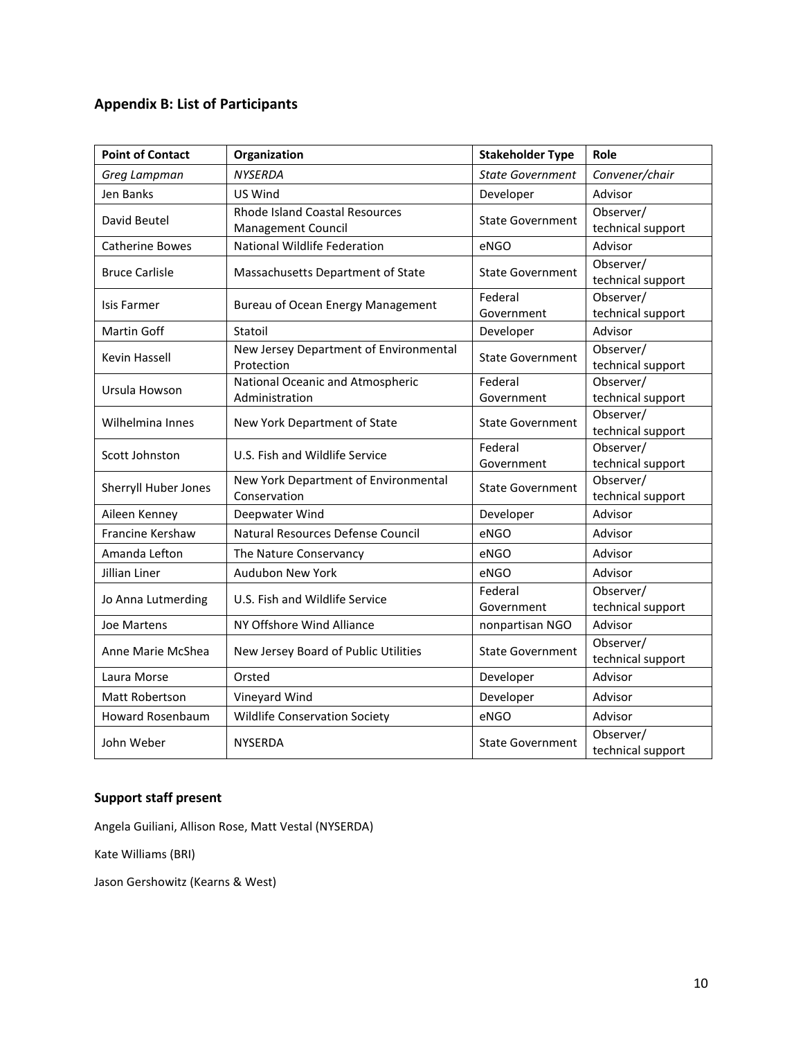## Appendix B: List of Participants

| Point of Contact | Organization | Stakeholder Type | Role |
|---|---|---|---|
| *Greg Lampman* | *NYSERDA* | *State Government* | *Convener/chair* |
| Jen Banks | US Wind | Developer | Advisor |
| David Beutel | Rhode Island Coastal Resources Management Council | State Government | Observer/ technical support |
| Catherine Bowes | National Wildlife Federation | eNGO | Advisor |
| Bruce Carlisle | Massachusetts Department of State | State Government | Observer/ technical support |
| Isis Farmer | Bureau of Ocean Energy Management | Federal Government | Observer/ technical support |
| Martin Goff | Statoil | Developer | Advisor |
| Kevin Hassell | New Jersey Department of Environmental Protection | State Government | Observer/ technical support |
| Ursula Howson | National Oceanic and Atmospheric Administration | Federal Government | Observer/ technical support |
| Wilhelmina Innes | New York Department of State | State Government | Observer/ technical support |
| Scott Johnston | U.S. Fish and Wildlife Service | Federal Government | Observer/ technical support |
| Sherryll Huber Jones | New York Department of Environmental Conservation | State Government | Observer/ technical support |
| Aileen Kenney | Deepwater Wind | Developer | Advisor |
| Francine Kershaw | Natural Resources Defense Council | eNGO | Advisor |
| Amanda Lefton | The Nature Conservancy | eNGO | Advisor |
| Jillian Liner | Audubon New York | eNGO | Advisor |
| Jo Anna Lutmerding | U.S. Fish and Wildlife Service | Federal Government | Observer/ technical support |
| Joe Martens | NY Offshore Wind Alliance | nonpartisan NGO | Advisor |
| Anne Marie McShea | New Jersey Board of Public Utilities | State Government | Observer/ technical support |
| Laura Morse | Orsted | Developer | Advisor |
| Matt Robertson | Vineyard Wind | Developer | Advisor |
| Howard Rosenbaum | Wildlife Conservation Society | eNGO | Advisor |
| John Weber | NYSERDA | State Government | Observer/ technical support |

### Support staff present

Angela Guiliani, Allison Rose, Matt Vestal (NYSERDA)

Kate Williams (BRI)

Jason Gershowitz (Kearns & West)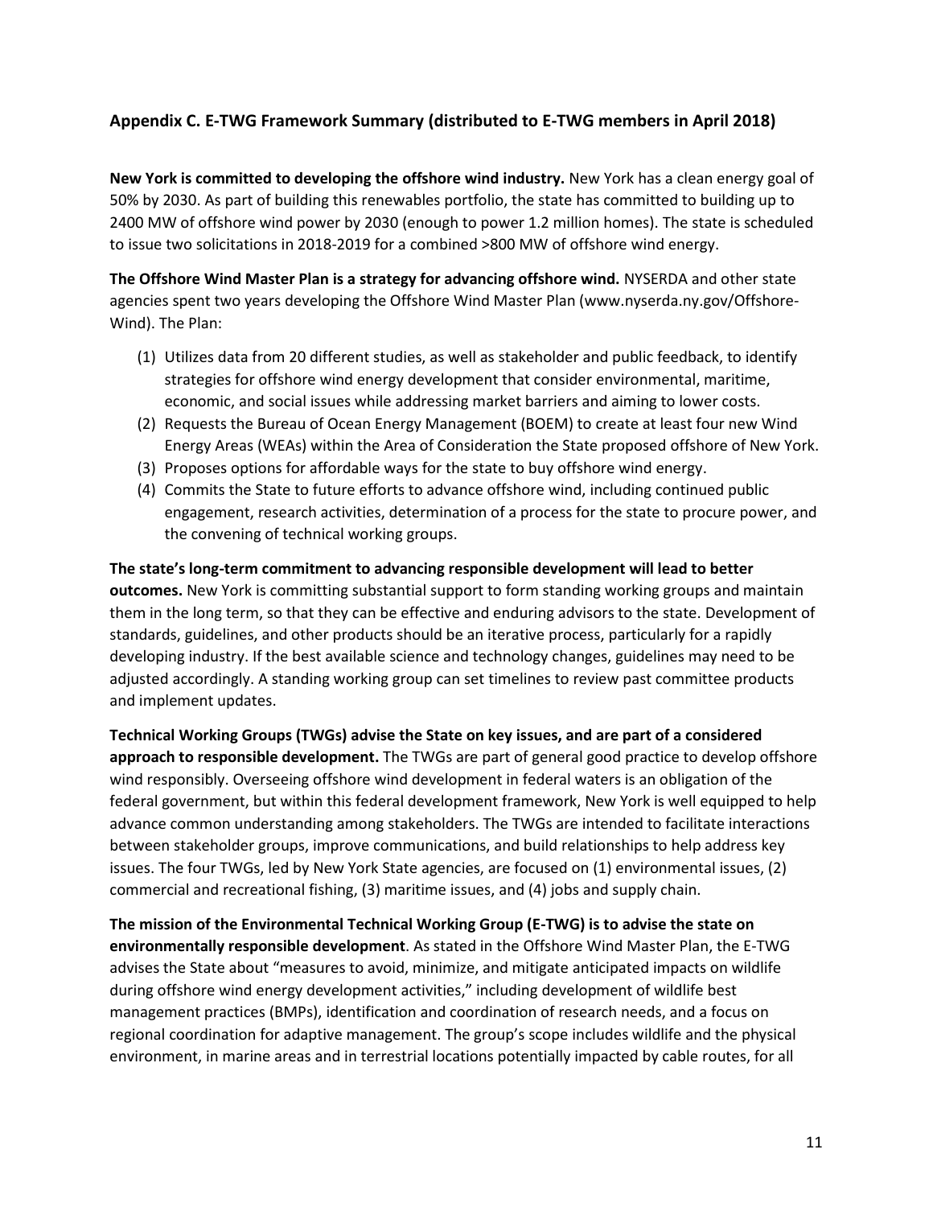## Appendix C. E-TWG Framework Summary (distributed to E-TWG members in April 2018)

**New York is committed to developing the offshore wind industry.** New York has a clean energy goal of 50% by 2030. As part of building this renewables portfolio, the state has committed to building up to 2400 MW of offshore wind power by 2030 (enough to power 1.2 million homes). The state is scheduled to issue two solicitations in 2018-2019 for a combined >800 MW of offshore wind energy.

**The Offshore Wind Master Plan is a strategy for advancing offshore wind.** NYSERDA and other state agencies spent two years developing the Offshore Wind Master Plan (www.nyserda.ny.gov/Offshore-Wind). The Plan:

(1) Utilizes data from 20 different studies, as well as stakeholder and public feedback, to identify strategies for offshore wind energy development that consider environmental, maritime, economic, and social issues while addressing market barriers and aiming to lower costs.
(2) Requests the Bureau of Ocean Energy Management (BOEM) to create at least four new Wind Energy Areas (WEAs) within the Area of Consideration the State proposed offshore of New York.
(3) Proposes options for affordable ways for the state to buy offshore wind energy.
(4) Commits the State to future efforts to advance offshore wind, including continued public engagement, research activities, determination of a process for the state to procure power, and the convening of technical working groups.

**The state's long-term commitment to advancing responsible development will lead to better outcomes.** New York is committing substantial support to form standing working groups and maintain them in the long term, so that they can be effective and enduring advisors to the state. Development of standards, guidelines, and other products should be an iterative process, particularly for a rapidly developing industry. If the best available science and technology changes, guidelines may need to be adjusted accordingly. A standing working group can set timelines to review past committee products and implement updates.

**Technical Working Groups (TWGs) advise the State on key issues, and are part of a considered approach to responsible development.** The TWGs are part of general good practice to develop offshore wind responsibly. Overseeing offshore wind development in federal waters is an obligation of the federal government, but within this federal development framework, New York is well equipped to help advance common understanding among stakeholders. The TWGs are intended to facilitate interactions between stakeholder groups, improve communications, and build relationships to help address key issues. The four TWGs, led by New York State agencies, are focused on (1) environmental issues, (2) commercial and recreational fishing, (3) maritime issues, and (4) jobs and supply chain.

**The mission of the Environmental Technical Working Group (E-TWG) is to advise the state on environmentally responsible development**. As stated in the Offshore Wind Master Plan, the E-TWG advises the State about "measures to avoid, minimize, and mitigate anticipated impacts on wildlife during offshore wind energy development activities," including development of wildlife best management practices (BMPs), identification and coordination of research needs, and a focus on regional coordination for adaptive management. The group's scope includes wildlife and the physical environment, in marine areas and in terrestrial locations potentially impacted by cable routes, for all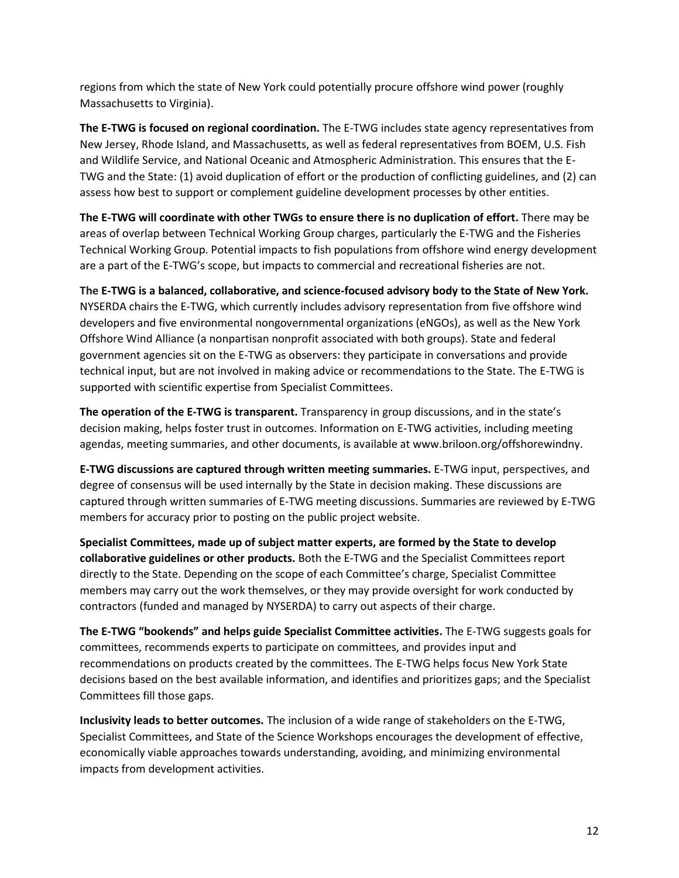regions from which the state of New York could potentially procure offshore wind power (roughly Massachusetts to Virginia).

**The E-TWG is focused on regional coordination.** The E-TWG includes state agency representatives from New Jersey, Rhode Island, and Massachusetts, as well as federal representatives from BOEM, U.S. Fish and Wildlife Service, and National Oceanic and Atmospheric Administration. This ensures that the E-TWG and the State: (1) avoid duplication of effort or the production of conflicting guidelines, and (2) can assess how best to support or complement guideline development processes by other entities.

**The E-TWG will coordinate with other TWGs to ensure there is no duplication of effort.** There may be areas of overlap between Technical Working Group charges, particularly the E-TWG and the Fisheries Technical Working Group. Potential impacts to fish populations from offshore wind energy development are a part of the E-TWG's scope, but impacts to commercial and recreational fisheries are not.

**The E-TWG is a balanced, collaborative, and science-focused advisory body to the State of New York.** NYSERDA chairs the E-TWG, which currently includes advisory representation from five offshore wind developers and five environmental nongovernmental organizations (eNGOs), as well as the New York Offshore Wind Alliance (a nonpartisan nonprofit associated with both groups). State and federal government agencies sit on the E-TWG as observers: they participate in conversations and provide technical input, but are not involved in making advice or recommendations to the State. The E-TWG is supported with scientific expertise from Specialist Committees.

**The operation of the E-TWG is transparent.** Transparency in group discussions, and in the state's decision making, helps foster trust in outcomes. Information on E-TWG activities, including meeting agendas, meeting summaries, and other documents, is available at www.briloon.org/offshorewindny.

**E-TWG discussions are captured through written meeting summaries.** E-TWG input, perspectives, and degree of consensus will be used internally by the State in decision making. These discussions are captured through written summaries of E-TWG meeting discussions. Summaries are reviewed by E-TWG members for accuracy prior to posting on the public project website.

**Specialist Committees, made up of subject matter experts, are formed by the State to develop collaborative guidelines or other products.** Both the E-TWG and the Specialist Committees report directly to the State. Depending on the scope of each Committee's charge, Specialist Committee members may carry out the work themselves, or they may provide oversight for work conducted by contractors (funded and managed by NYSERDA) to carry out aspects of their charge.

**The E-TWG "bookends" and helps guide Specialist Committee activities.** The E-TWG suggests goals for committees, recommends experts to participate on committees, and provides input and recommendations on products created by the committees. The E-TWG helps focus New York State decisions based on the best available information, and identifies and prioritizes gaps; and the Specialist Committees fill those gaps.

**Inclusivity leads to better outcomes.** The inclusion of a wide range of stakeholders on the E-TWG, Specialist Committees, and State of the Science Workshops encourages the development of effective, economically viable approaches towards understanding, avoiding, and minimizing environmental impacts from development activities.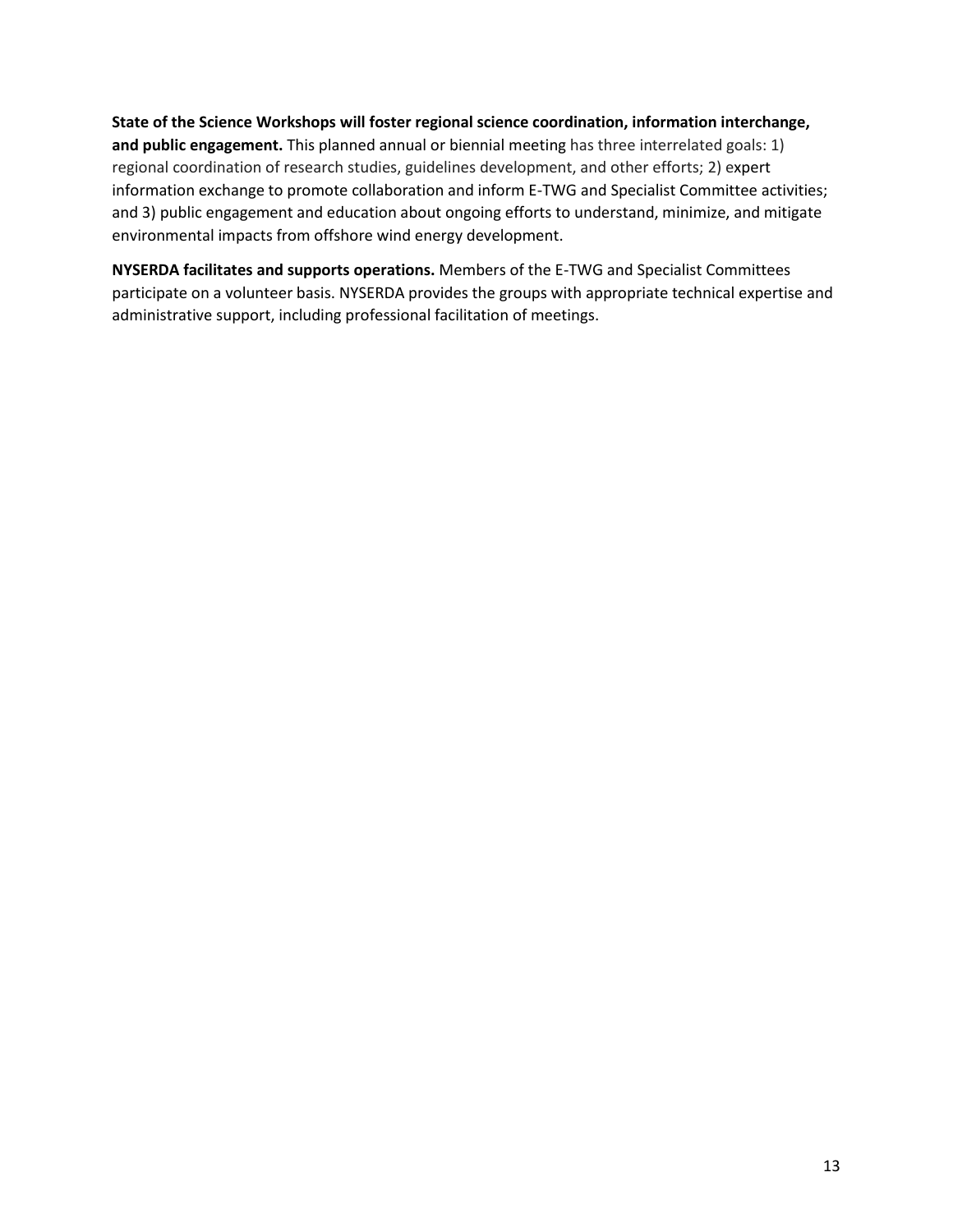**State of the Science Workshops will foster regional science coordination, information interchange, and public engagement.** This planned annual or biennial meeting has three interrelated goals: 1) regional coordination of research studies, guidelines development, and other efforts; 2) expert information exchange to promote collaboration and inform E-TWG and Specialist Committee activities; and 3) public engagement and education about ongoing efforts to understand, minimize, and mitigate environmental impacts from offshore wind energy development.

**NYSERDA facilitates and supports operations.** Members of the E-TWG and Specialist Committees participate on a volunteer basis. NYSERDA provides the groups with appropriate technical expertise and administrative support, including professional facilitation of meetings.